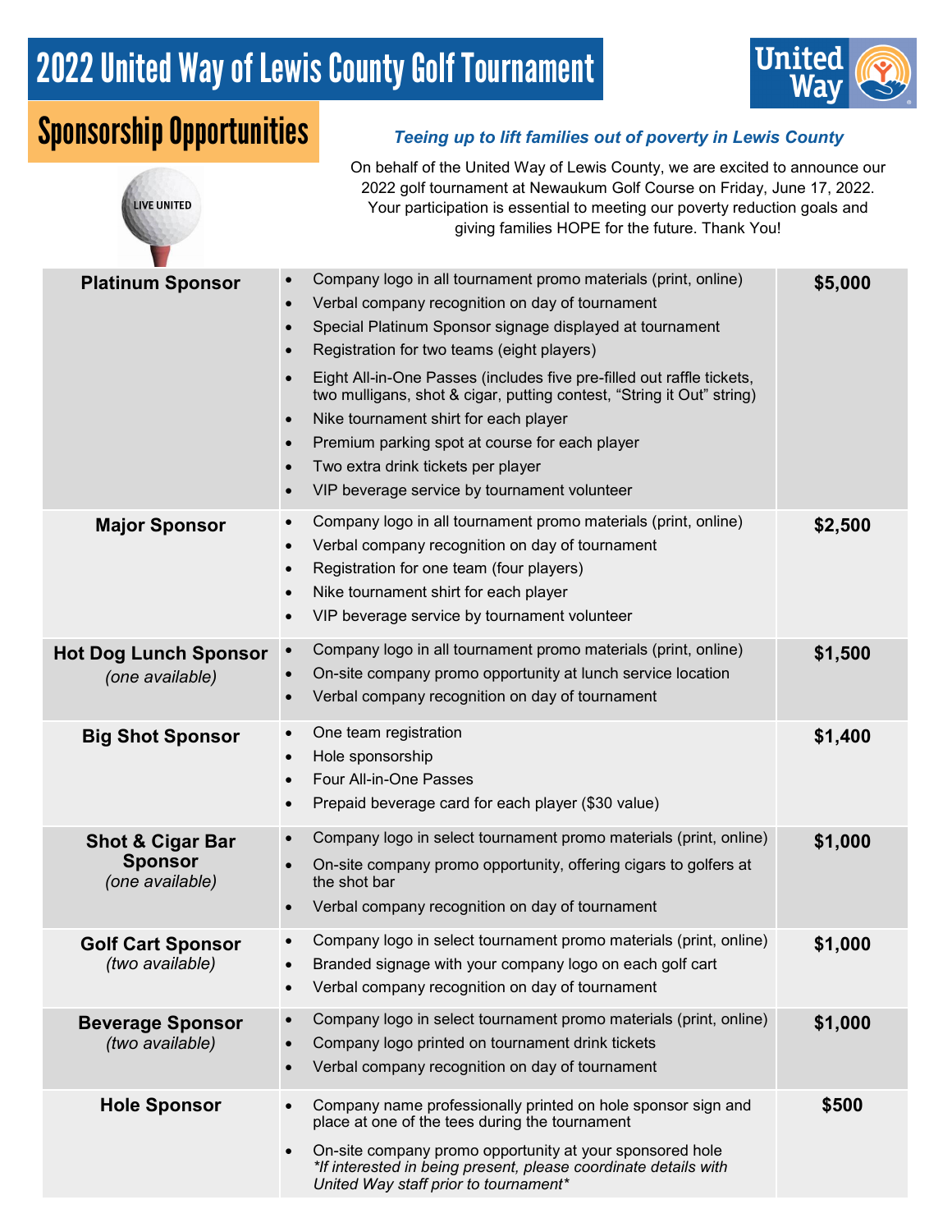# 2022 United Way of Lewis County Golf Tournament

## Sponsorship Opportunities

LIVE UNITED

***Teeing up to lift families out of poverty in Lewis County***

On behalf of the United Way of Lewis County, we are excited to announce our 2022 golf tournament at Newaukum Golf Course on Friday, June 17, 2022. Your participation is essential to meeting our poverty reduction goals and giving families HOPE for the future. Thank You!

| Sponsorship | Benefits | Price |
|---|---|---|
| **Platinum Sponsor** | • Company logo in all tournament promo materials (print, online)<br>• Verbal company recognition on day of tournament<br>• Special Platinum Sponsor signage displayed at tournament<br>• Registration for two teams (eight players)<br>• Eight All-in-One Passes (includes five pre-filled out raffle tickets, two mulligans, shot & cigar, putting contest, "String it Out" string)<br>• Nike tournament shirt for each player<br>• Premium parking spot at course for each player<br>• Two extra drink tickets per player<br>• VIP beverage service by tournament volunteer | **$5,000** |
| **Major Sponsor** | • Company logo in all tournament promo materials (print, online)<br>• Verbal company recognition on day of tournament<br>• Registration for one team (four players)<br>• Nike tournament shirt for each player<br>• VIP beverage service by tournament volunteer | **$2,500** |
| **Hot Dog Lunch Sponsor** *(one available)* | • Company logo in all tournament promo materials (print, online)<br>• On-site company promo opportunity at lunch service location<br>• Verbal company recognition on day of tournament | **$1,500** |
| **Big Shot Sponsor** | • One team registration<br>• Hole sponsorship<br>• Four All-in-One Passes<br>• Prepaid beverage card for each player ($30 value) | **$1,400** |
| **Shot & Cigar Bar Sponsor** *(one available)* | • Company logo in select tournament promo materials (print, online)<br>• On-site company promo opportunity, offering cigars to golfers at the shot bar<br>• Verbal company recognition on day of tournament | **$1,000** |
| **Golf Cart Sponsor** *(two available)* | • Company logo in select tournament promo materials (print, online)<br>• Branded signage with your company logo on each golf cart<br>• Verbal company recognition on day of tournament | **$1,000** |
| **Beverage Sponsor** *(two available)* | • Company logo in select tournament promo materials (print, online)<br>• Company logo printed on tournament drink tickets<br>• Verbal company recognition on day of tournament | **$1,000** |
| **Hole Sponsor** | • Company name professionally printed on hole sponsor sign and place at one of the tees during the tournament<br>• On-site company promo opportunity at your sponsored hole *\*If interested in being present, please coordinate details with United Way staff prior to tournament\** | **$500** |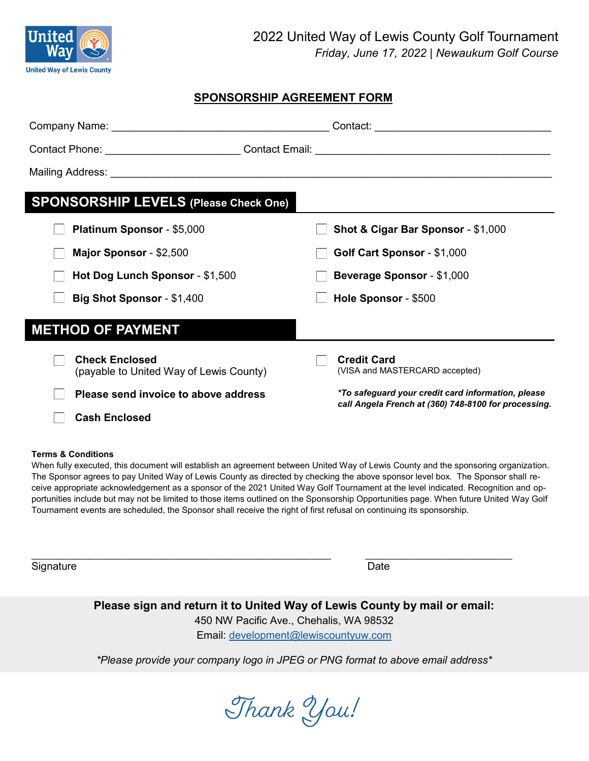United Way

United Way of Lewis County

2022 United Way of Lewis County Golf Tournament

*Friday, June 17, 2022 | Newaukum Golf Course*

## SPONSORSHIP AGREEMENT FORM

Company Name: ___________________________________ Contact: ____________________________

Contact Phone: ______________________ Contact Email: ________________________________________

Mailing Address: ________________________________________________________________________

## SPONSORSHIP LEVELS (Please Check One)

- ☐ **Platinum Sponsor** - $5,000
- ☐ **Major Sponsor** - $2,500
- ☐ **Hot Dog Lunch Sponsor** - $1,500
- ☐ **Big Shot Sponsor** - $1,400
- ☐ **Shot & Cigar Bar Sponsor** - $1,000
- ☐ **Golf Cart Sponsor** - $1,000
- ☐ **Beverage Sponsor** - $1,000
- ☐ **Hole Sponsor** - $500

## METHOD OF PAYMENT

- ☐ **Check Enclosed** (payable to United Way of Lewis County)
- ☐ **Please send invoice to above address**
- ☐ **Cash Enclosed**
- ☐ **Credit Card** (VISA and MASTERCARD accepted)

***To safeguard your credit card information, please call Angela French at (360) 748-8100 for processing.***

**Terms & Conditions**

When fully executed, this document will establish an agreement between United Way of Lewis County and the sponsoring organization. The Sponsor agrees to pay United Way of Lewis County as directed by checking the above sponsor level box. The Sponsor shall receive appropriate acknowledgement as a sponsor of the 2021 United Way Golf Tournament at the level indicated. Recognition and opportunities include but may not be limited to those items outlined on the Sponsorship Opportunities page. When future United Way Golf Tournament events are scheduled, the Sponsor shall receive the right of first refusal on continuing its sponsorship.

_______________________________________________ _________________________

Signature Date

**Please sign and return it to United Way of Lewis County by mail or email:**

450 NW Pacific Ave., Chehalis, WA 98532

Email: development@lewiscountyuw.com

*\*Please provide your company logo in JPEG or PNG format to above email address\**

*Thank You!*